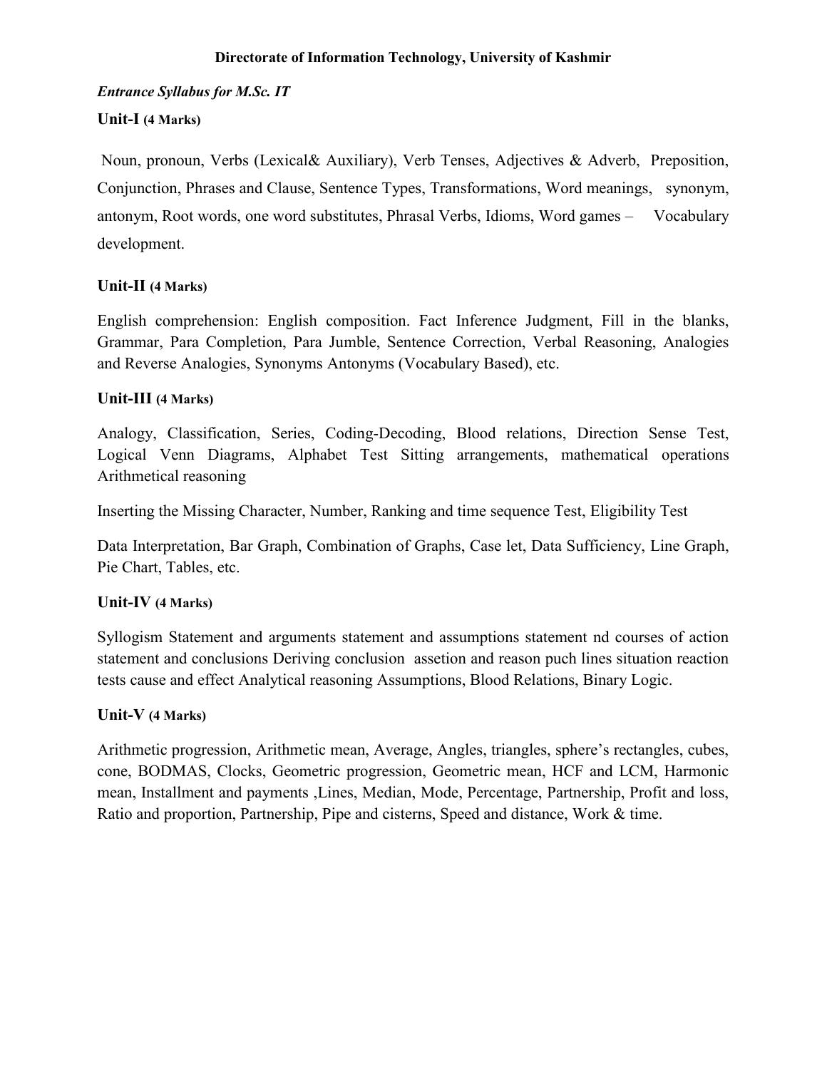**Directorate of Information Technology, University of Kashmir**

***Entrance Syllabus for M.Sc. IT***

### Unit-I (4 Marks)

Noun, pronoun, Verbs (Lexical& Auxiliary), Verb Tenses, Adjectives & Adverb, Preposition, Conjunction, Phrases and Clause, Sentence Types, Transformations, Word meanings, synonym, antonym, Root words, one word substitutes, Phrasal Verbs, Idioms, Word games – Vocabulary development.

### Unit-II (4 Marks)

English comprehension: English composition. Fact Inference Judgment, Fill in the blanks, Grammar, Para Completion, Para Jumble, Sentence Correction, Verbal Reasoning, Analogies and Reverse Analogies, Synonyms Antonyms (Vocabulary Based), etc.

### Unit-III (4 Marks)

Analogy, Classification, Series, Coding-Decoding, Blood relations, Direction Sense Test, Logical Venn Diagrams, Alphabet Test Sitting arrangements, mathematical operations Arithmetical reasoning

Inserting the Missing Character, Number, Ranking and time sequence Test, Eligibility Test

Data Interpretation, Bar Graph, Combination of Graphs, Case let, Data Sufficiency, Line Graph, Pie Chart, Tables, etc.

### Unit-IV (4 Marks)

Syllogism Statement and arguments statement and assumptions statement nd courses of action statement and conclusions Deriving conclusion assetion and reason puch lines situation reaction tests cause and effect Analytical reasoning Assumptions, Blood Relations, Binary Logic.

### Unit-V (4 Marks)

Arithmetic progression, Arithmetic mean, Average, Angles, triangles, sphere's rectangles, cubes, cone, BODMAS, Clocks, Geometric progression, Geometric mean, HCF and LCM, Harmonic mean, Installment and payments ,Lines, Median, Mode, Percentage, Partnership, Profit and loss, Ratio and proportion, Partnership, Pipe and cisterns, Speed and distance, Work & time.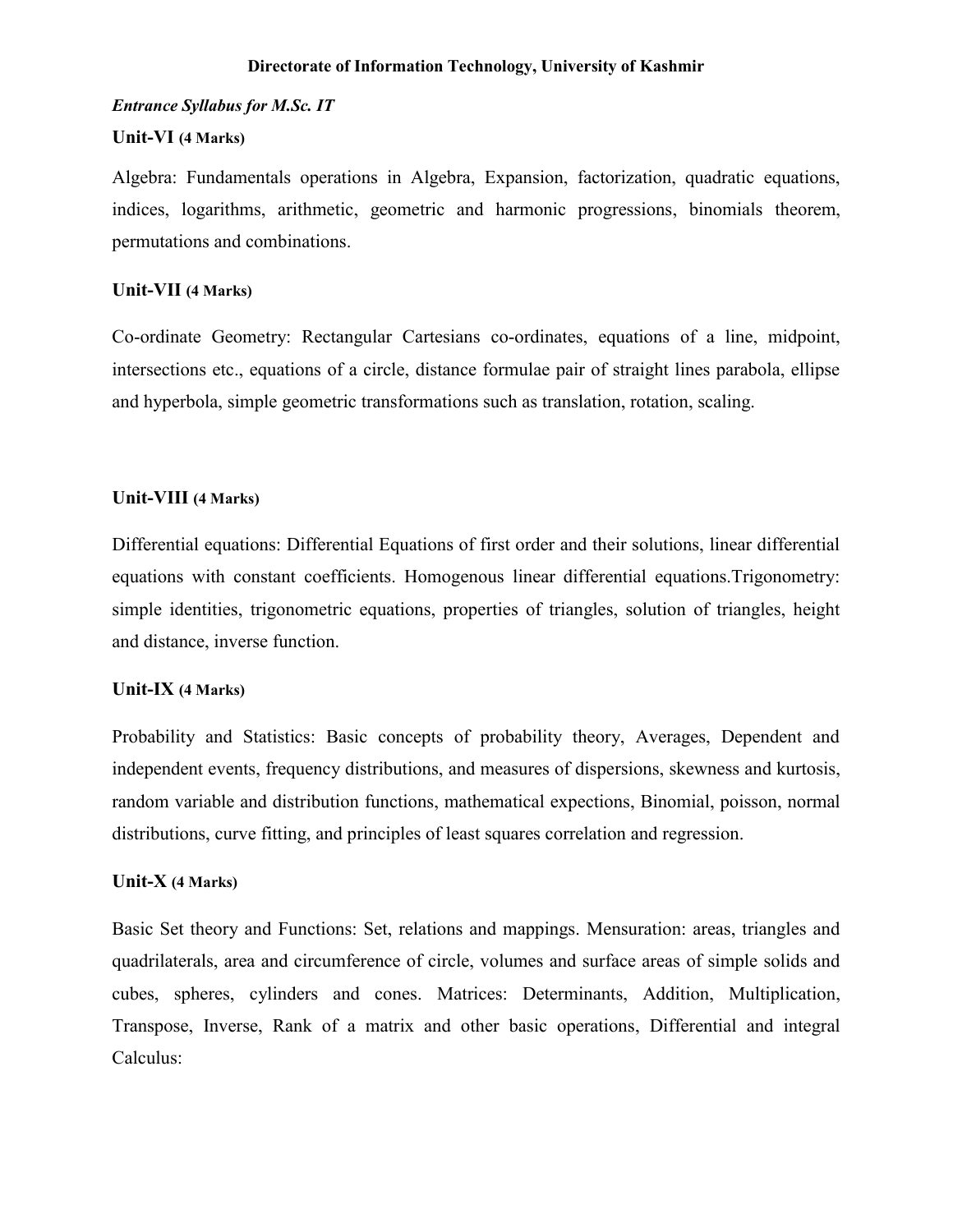**Directorate of Information Technology, University of Kashmir**

***Entrance Syllabus for M.Sc. IT***

### Unit-VI (4 Marks)

Algebra: Fundamentals operations in Algebra, Expansion, factorization, quadratic equations, indices, logarithms, arithmetic, geometric and harmonic progressions, binomials theorem, permutations and combinations.

### Unit-VII (4 Marks)

Co-ordinate Geometry: Rectangular Cartesians co-ordinates, equations of a line, midpoint, intersections etc., equations of a circle, distance formulae pair of straight lines parabola, ellipse and hyperbola, simple geometric transformations such as translation, rotation, scaling.

### Unit-VIII (4 Marks)

Differential equations: Differential Equations of first order and their solutions, linear differential equations with constant coefficients. Homogenous linear differential equations.Trigonometry: simple identities, trigonometric equations, properties of triangles, solution of triangles, height and distance, inverse function.

### Unit-IX (4 Marks)

Probability and Statistics: Basic concepts of probability theory, Averages, Dependent and independent events, frequency distributions, and measures of dispersions, skewness and kurtosis, random variable and distribution functions, mathematical expections, Binomial, poisson, normal distributions, curve fitting, and principles of least squares correlation and regression.

### Unit-X (4 Marks)

Basic Set theory and Functions: Set, relations and mappings. Mensuration: areas, triangles and quadrilaterals, area and circumference of circle, volumes and surface areas of simple solids and cubes, spheres, cylinders and cones. Matrices: Determinants, Addition, Multiplication, Transpose, Inverse, Rank of a matrix and other basic operations, Differential and integral Calculus: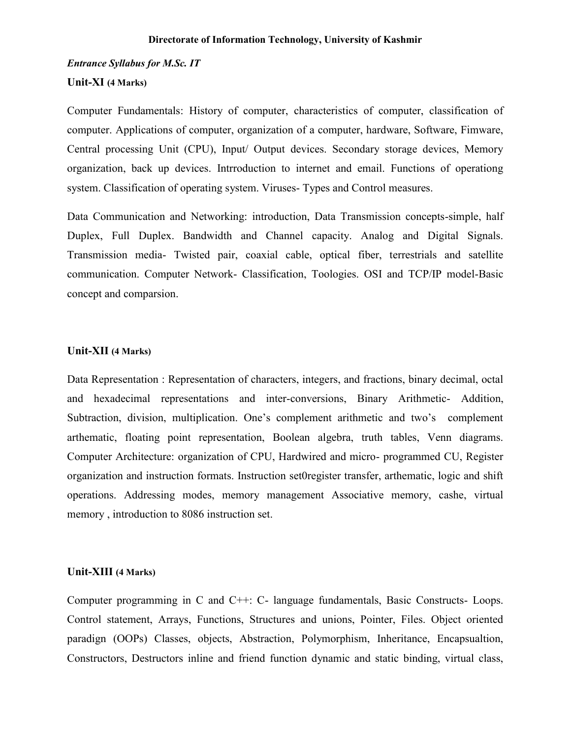**Directorate of Information Technology, University of Kashmir**

***Entrance Syllabus for M.Sc. IT***

### Unit-XI (4 Marks)

Computer Fundamentals: History of computer, characteristics of computer, classification of computer. Applications of computer, organization of a computer, hardware, Software, Fimware, Central processing Unit (CPU), Input/ Output devices. Secondary storage devices, Memory organization, back up devices. Intrroduction to internet and email. Functions of operationg system. Classification of operating system. Viruses- Types and Control measures.

Data Communication and Networking: introduction, Data Transmission concepts-simple, half Duplex, Full Duplex. Bandwidth and Channel capacity. Analog and Digital Signals. Transmission media- Twisted pair, coaxial cable, optical fiber, terrestrials and satellite communication. Computer Network- Classification, Toologies. OSI and TCP/IP model-Basic concept and comparsion.

### Unit-XII (4 Marks)

Data Representation : Representation of characters, integers, and fractions, binary decimal, octal and hexadecimal representations and inter-conversions, Binary Arithmetic- Addition, Subtraction, division, multiplication. One's complement arithmetic and two's complement arthematic, floating point representation, Boolean algebra, truth tables, Venn diagrams. Computer Architecture: organization of CPU, Hardwired and micro- programmed CU, Register organization and instruction formats. Instruction set0register transfer, arthematic, logic and shift operations. Addressing modes, memory management Associative memory, cashe, virtual memory , introduction to 8086 instruction set.

### Unit-XIII (4 Marks)

Computer programming in C and C++: C- language fundamentals, Basic Constructs- Loops. Control statement, Arrays, Functions, Structures and unions, Pointer, Files. Object oriented paradign (OOPs) Classes, objects, Abstraction, Polymorphism, Inheritance, Encapsualtion, Constructors, Destructors inline and friend function dynamic and static binding, virtual class,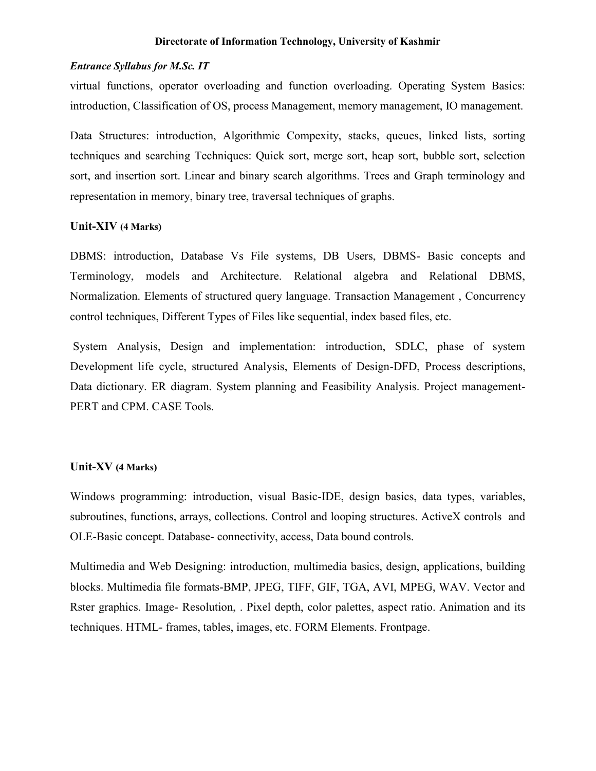virtual functions, operator overloading and function overloading. Operating System Basics: introduction, Classification of OS, process Management, memory management, IO management.

Data Structures: introduction, Algorithmic Compexity, stacks, queues, linked lists, sorting techniques and searching Techniques: Quick sort, merge sort, heap sort, bubble sort, selection sort, and insertion sort. Linear and binary search algorithms. Trees and Graph terminology and representation in memory, binary tree, traversal techniques of graphs.

### Unit-XIV (4 Marks)

DBMS: introduction, Database Vs File systems, DB Users, DBMS- Basic concepts and Terminology, models and Architecture. Relational algebra and Relational DBMS, Normalization. Elements of structured query language. Transaction Management , Concurrency control techniques, Different Types of Files like sequential, index based files, etc.

System Analysis, Design and implementation: introduction, SDLC, phase of system Development life cycle, structured Analysis, Elements of Design-DFD, Process descriptions, Data dictionary. ER diagram. System planning and Feasibility Analysis. Project management-PERT and CPM. CASE Tools.

### Unit-XV (4 Marks)

Windows programming: introduction, visual Basic-IDE, design basics, data types, variables, subroutines, functions, arrays, collections. Control and looping structures. ActiveX controls and OLE-Basic concept. Database- connectivity, access, Data bound controls.

Multimedia and Web Designing: introduction, multimedia basics, design, applications, building blocks. Multimedia file formats-BMP, JPEG, TIFF, GIF, TGA, AVI, MPEG, WAV. Vector and Rster graphics. Image- Resolution, . Pixel depth, color palettes, aspect ratio. Animation and its techniques. HTML- frames, tables, images, etc. FORM Elements. Frontpage.